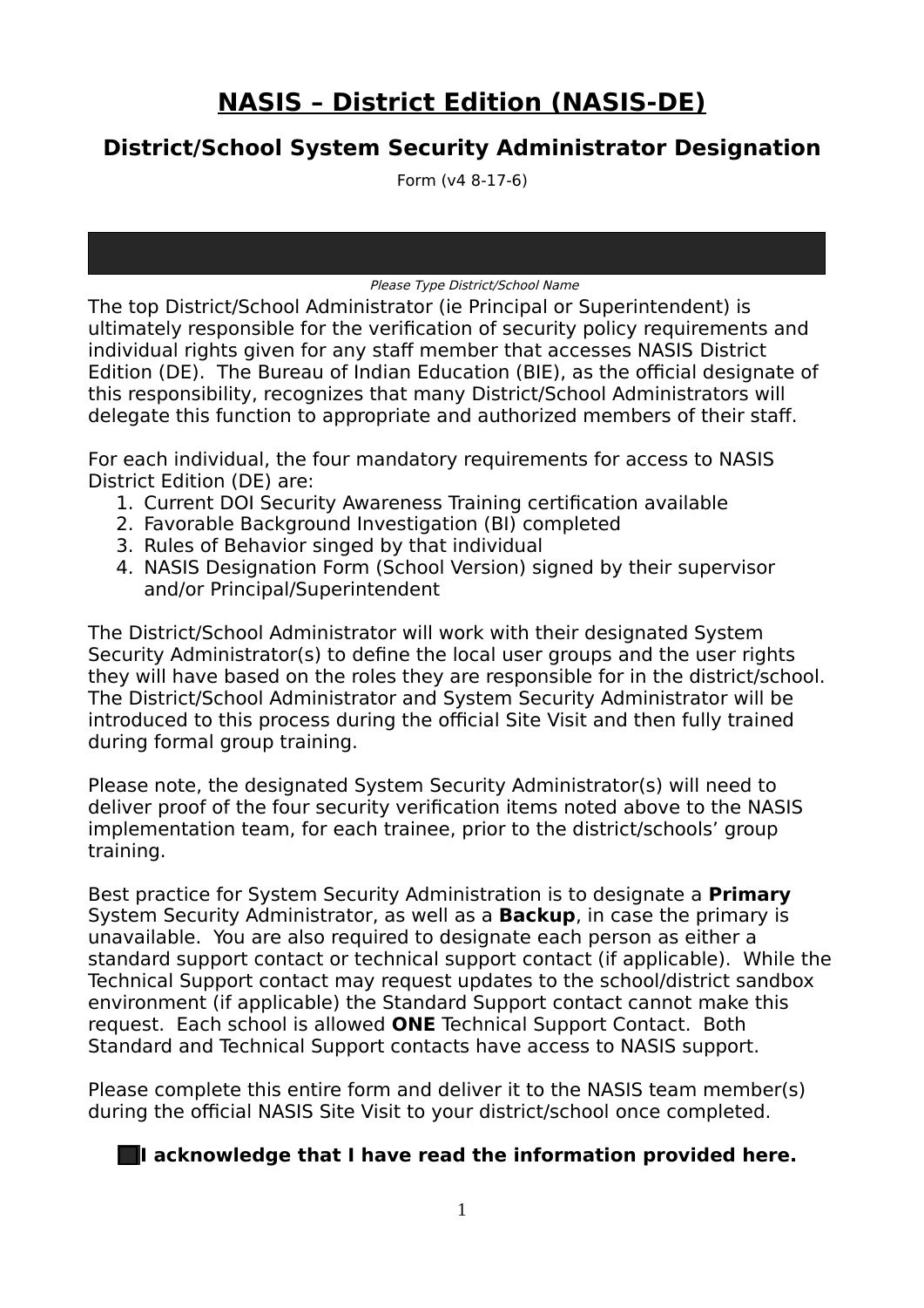# NASIS – District Edition (NASIS-DE)

## District/School System Security Administrator Designation

Form (v4 8-17-6)

*Please Type District/School Name*

The top District/School Administrator (ie Principal or Superintendent) is ultimately responsible for the verification of security policy requirements and individual rights given for any staff member that accesses NASIS District Edition (DE). The Bureau of Indian Education (BIE), as the official designate of this responsibility, recognizes that many District/School Administrators will delegate this function to appropriate and authorized members of their staff.

For each individual, the four mandatory requirements for access to NASIS District Edition (DE) are:

1. Current DOI Security Awareness Training certification available
2. Favorable Background Investigation (BI) completed
3. Rules of Behavior singed by that individual
4. NASIS Designation Form (School Version) signed by their supervisor and/or Principal/Superintendent

The District/School Administrator will work with their designated System Security Administrator(s) to define the local user groups and the user rights they will have based on the roles they are responsible for in the district/school. The District/School Administrator and System Security Administrator will be introduced to this process during the official Site Visit and then fully trained during formal group training.

Please note, the designated System Security Administrator(s) will need to deliver proof of the four security verification items noted above to the NASIS implementation team, for each trainee, prior to the district/schools' group training.

Best practice for System Security Administration is to designate a **Primary** System Security Administrator, as well as a **Backup**, in case the primary is unavailable. You are also required to designate each person as either a standard support contact or technical support contact (if applicable). While the Technical Support contact may request updates to the school/district sandbox environment (if applicable) the Standard Support contact cannot make this request. Each school is allowed **ONE** Technical Support Contact. Both Standard and Technical Support contacts have access to NASIS support.

Please complete this entire form and deliver it to the NASIS team member(s) during the official NASIS Site Visit to your district/school once completed.

**☐ I acknowledge that I have read the information provided here.**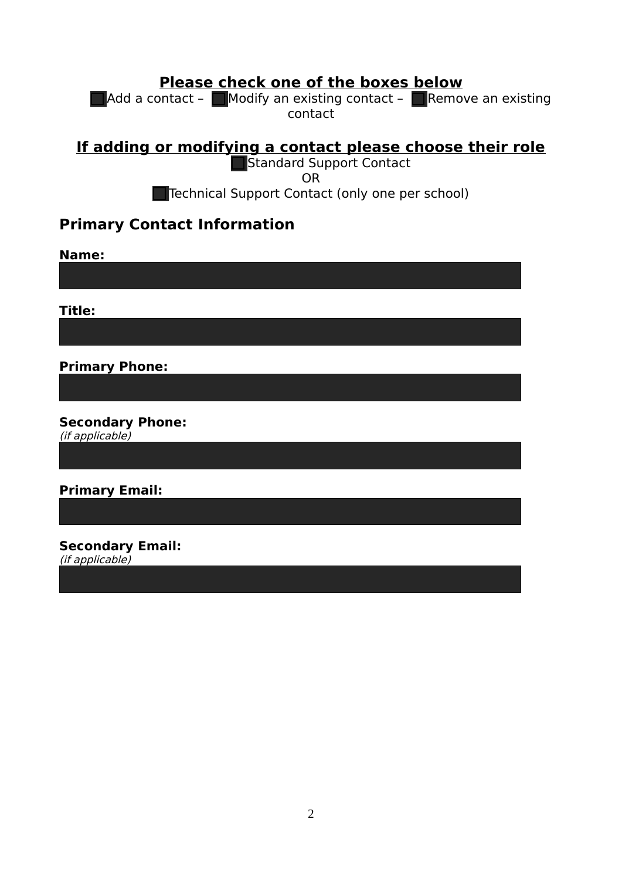**<u>Please check one of the boxes below</u>**

☐ Add a contact – ☐ Modify an existing contact – ☐ Remove an existing contact

**<u>If adding or modifying a contact please choose their role</u>**

☐ Standard Support Contact

OR

☐ Technical Support Contact (only one per school)

## Primary Contact Information

**Name:**

**Title:**

**Primary Phone:**

**Secondary Phone:**
*(if applicable)*

**Primary Email:**

**Secondary Email:**
*(if applicable)*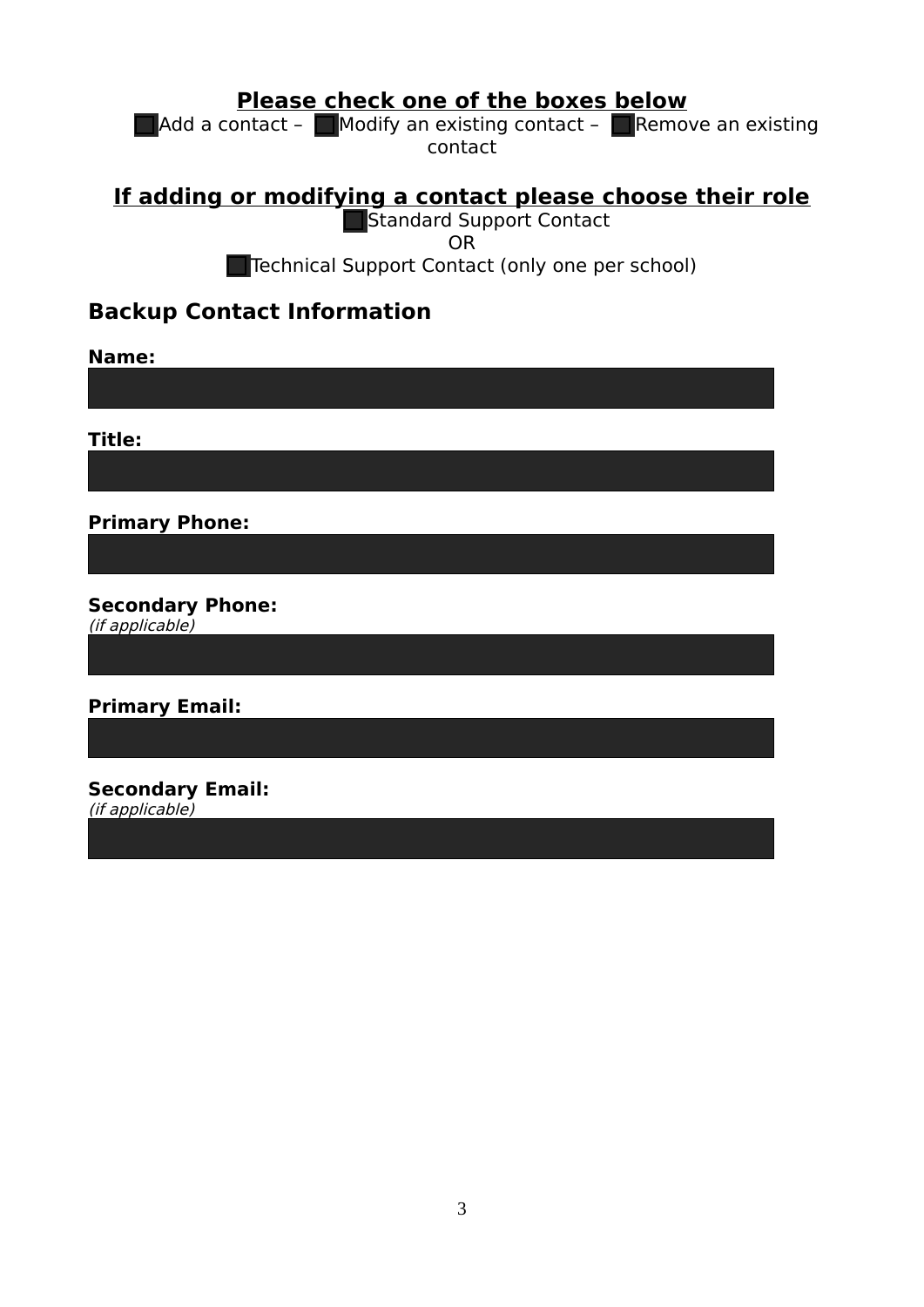**Please check one of the boxes below**

☐ Add a contact – ☐ Modify an existing contact – ☐ Remove an existing contact

**If adding or modifying a contact please choose their role**

☐ Standard Support Contact

OR

☐ Technical Support Contact (only one per school)

## Backup Contact Information

**Name:**

**Title:**

**Primary Phone:**

**Secondary Phone:**
*(if applicable)*

**Primary Email:**

**Secondary Email:**
*(if applicable)*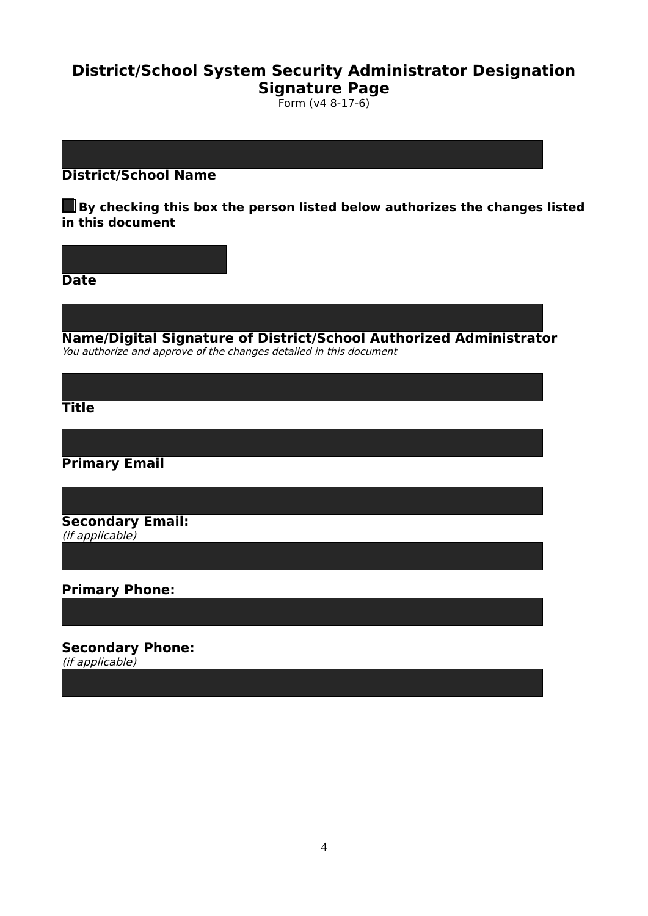# District/School System Security Administrator Designation Signature Page

Form (v4 8-17-6)

**District/School Name**

☐ **By checking this box the person listed below authorizes the changes listed in this document**

**Date**

**Name/Digital Signature of District/School Authorized Administrator**

*You authorize and approve of the changes detailed in this document*

**Title**

**Primary Email**

**Secondary Email:**

*(if applicable)*

**Primary Phone:**

**Secondary Phone:**

*(if applicable)*